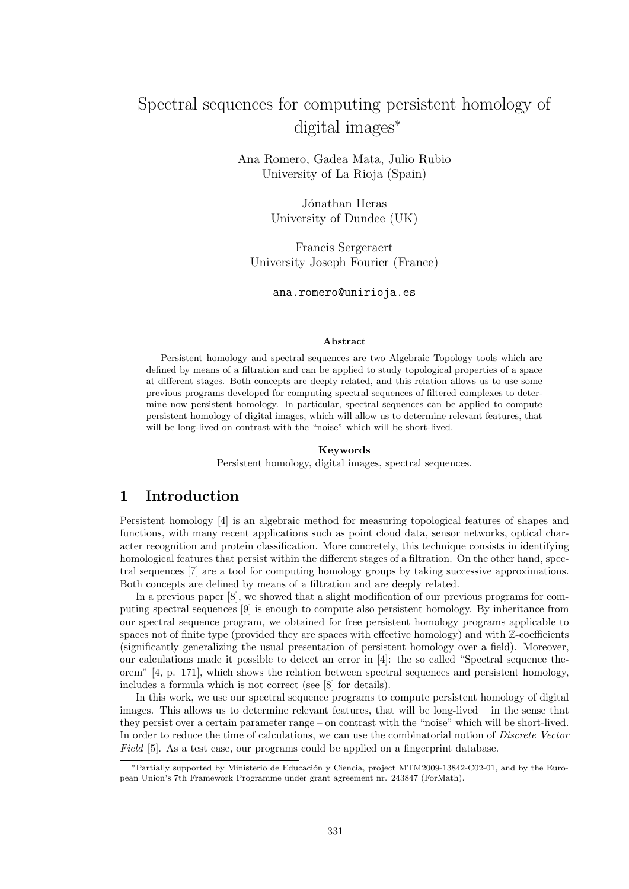# Spectral sequences for computing persistent homology of digital images*

Ana Romero, Gadea Mata, Julio Rubio
University of La Rioja (Spain)

Jónathan Heras
University of Dundee (UK)

Francis Sergeraert
University Joseph Fourier (France)

ana.romero@unirioja.es

### Abstract

Persistent homology and spectral sequences are two Algebraic Topology tools which are defined by means of a filtration and can be applied to study topological properties of a space at different stages. Both concepts are deeply related, and this relation allows us to use some previous programs developed for computing spectral sequences of filtered complexes to determine now persistent homology. In particular, spectral sequences can be applied to compute persistent homology of digital images, which will allow us to determine relevant features, that will be long-lived on contrast with the "noise" which will be short-lived.

### Keywords

Persistent homology, digital images, spectral sequences.

## 1 Introduction

Persistent homology [4] is an algebraic method for measuring topological features of shapes and functions, with many recent applications such as point cloud data, sensor networks, optical character recognition and protein classification. More concretely, this technique consists in identifying homological features that persist within the different stages of a filtration. On the other hand, spectral sequences [7] are a tool for computing homology groups by taking successive approximations. Both concepts are defined by means of a filtration and are deeply related.

In a previous paper [8], we showed that a slight modification of our previous programs for computing spectral sequences [9] is enough to compute also persistent homology. By inheritance from our spectral sequence program, we obtained for free persistent homology programs applicable to spaces not of finite type (provided they are spaces with effective homology) and with $\mathbb{Z}$-coefficients (significantly generalizing the usual presentation of persistent homology over a field). Moreover, our calculations made it possible to detect an error in [4]: the so called "Spectral sequence theorem" [4, p. 171], which shows the relation between spectral sequences and persistent homology, includes a formula which is not correct (see [8] for details).

In this work, we use our spectral sequence programs to compute persistent homology of digital images. This allows us to determine relevant features, that will be long-lived – in the sense that they persist over a certain parameter range – on contrast with the "noise" which will be short-lived. In order to reduce the time of calculations, we can use the combinatorial notion of *Discrete Vector Field* [5]. As a test case, our programs could be applied on a fingerprint database.

*Partially supported by Ministerio de Educación y Ciencia, project MTM2009-13842-C02-01, and by the European Union's 7th Framework Programme under grant agreement nr. 243847 (ForMath).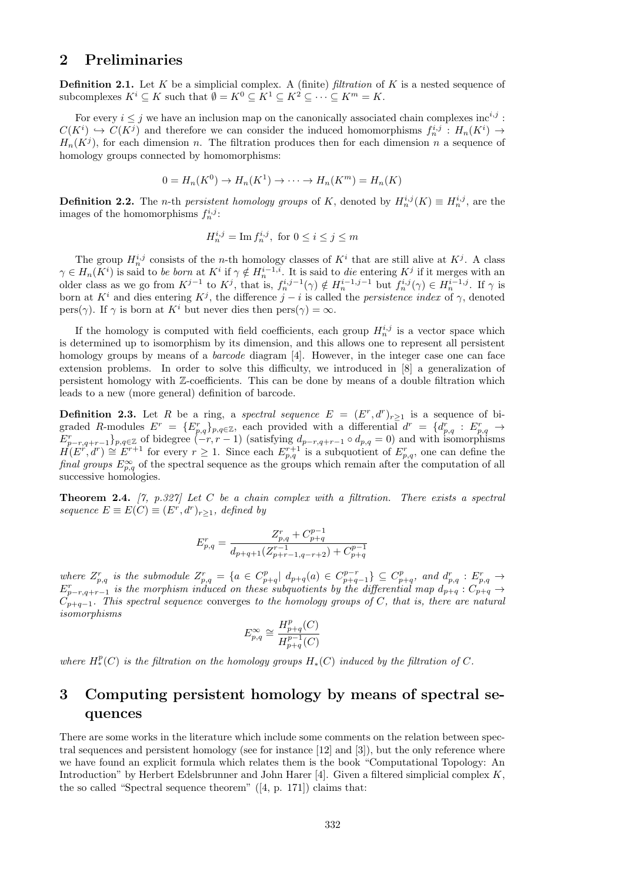## 2 Preliminaries

**Definition 2.1.** Let $K$ be a simplicial complex. A (finite) *filtration* of $K$ is a nested sequence of subcomplexes $K^i \subseteq K$ such that $\emptyset = K^0 \subseteq K^1 \subseteq K^2 \subseteq \cdots \subseteq K^m = K$.

For every $i \leq j$ we have an inclusion map on the canonically associated chain complexes $\text{inc}^{i,j} : C(K^i) \hookrightarrow C(K^j)$ and therefore we can consider the induced homomorphisms $f_n^{i,j} : H_n(K^i) \to H_n(K^j)$, for each dimension $n$. The filtration produces then for each dimension $n$ a sequence of homology groups connected by homomorphisms:

$$0 = H_n(K^0) \to H_n(K^1) \to \cdots \to H_n(K^m) = H_n(K)$$

**Definition 2.2.** The $n$-th *persistent homology groups* of $K$, denoted by $H_n^{i,j}(K) \equiv H_n^{i,j}$, are the images of the homomorphisms $f_n^{i,j}$:

$$H_n^{i,j} = \text{Im } f_n^{i,j}, \text{ for } 0 \leq i \leq j \leq m$$

The group $H_n^{i,j}$ consists of the $n$-th homology classes of $K^i$ that are still alive at $K^j$. A class $\gamma \in H_n(K^i)$ is said to *be born* at $K^i$ if $\gamma \notin H_n^{i-1,i}$. It is said to *die* entering $K^j$ if it merges with an older class as we go from $K^{j-1}$ to $K^j$, that is, $f_n^{i,j-1}(\gamma) \notin H_n^{i-1,j-1}$ but $f_n^{i,j}(\gamma) \in H_n^{i-1,j}$. If $\gamma$ is born at $K^i$ and dies entering $K^j$, the difference $j - i$ is called the *persistence index* of $\gamma$, denoted $\text{pers}(\gamma)$. If $\gamma$ is born at $K^i$ but never dies then $\text{pers}(\gamma) = \infty$.

If the homology is computed with field coefficients, each group $H_n^{i,j}$ is a vector space which is determined up to isomorphism by its dimension, and this allows one to represent all persistent homology groups by means of a *barcode* diagram [4]. However, in the integer case one can face extension problems. In order to solve this difficulty, we introduced in [8] a generalization of persistent homology with $\mathbb{Z}$-coefficients. This can be done by means of a double filtration which leads to a new (more general) definition of barcode.

**Definition 2.3.** Let $R$ be a ring, a *spectral sequence* $E = (E^r, d^r)_{r\geq 1}$ is a sequence of bigraded $R$-modules $E^r = \{E^r_{p,q}\}_{p,q\in\mathbb{Z}}$, each provided with a differential $d^r = \{d^r_{p,q} : E^r_{p,q} \to E^r_{p-r,q+r-1}\}_{p,q\in\mathbb{Z}}$ of bidegree $(-r, r-1)$ (satisfying $d_{p-r,q+r-1} \circ d_{p,q} = 0$) and with isomorphisms $H(E^r, d^r) \cong E^{r+1}$ for every $r \geq 1$. Since each $E^{r+1}_{p,q}$ is a subquotient of $E^r_{p,q}$, one can define the *final groups* $E^\infty_{p,q}$ of the spectral sequence as the groups which remain after the computation of all successive homologies.

**Theorem 2.4.** *[7, p.327] Let $C$ be a chain complex with a filtration. There exists a spectral sequence $E \equiv E(C) \equiv (E^r, d^r)_{r\geq 1}$, defined by*

$$E^r_{p,q} = \frac{Z^r_{p,q} + C^{p-1}_{p+q}}{d_{p+q+1}(Z^{r-1}_{p+r-1,q-r+2}) + C^{p-1}_{p+q}}$$

*where $Z^r_{p,q}$ is the submodule $Z^r_{p,q} = \{a \in C^p_{p+q} |\ d_{p+q}(a) \in C^{p-r}_{p+q-1}\} \subseteq C^p_{p+q}$, and $d^r_{p,q} : E^r_{p,q} \to E^r_{p-r,q+r-1}$ is the morphism induced on these subquotients by the differential map $d_{p+q} : C_{p+q} \to C_{p+q-1}$. This spectral sequence* converges *to the homology groups of $C$, that is, there are natural isomorphisms*

$$E^\infty_{p,q} \cong \frac{H^p_{p+q}(C)}{H^{p-1}_{p+q}(C)}$$

*where $H^p_*(C)$ is the filtration on the homology groups $H_*(C)$ induced by the filtration of $C$.*

## 3 Computing persistent homology by means of spectral sequences

There are some works in the literature which include some comments on the relation between spectral sequences and persistent homology (see for instance [12] and [3]), but the only reference where we have found an explicit formula which relates them is the book "Computational Topology: An Introduction" by Herbert Edelsbrunner and John Harer [4]. Given a filtered simplicial complex $K$, the so called "Spectral sequence theorem" ([4, p. 171]) claims that: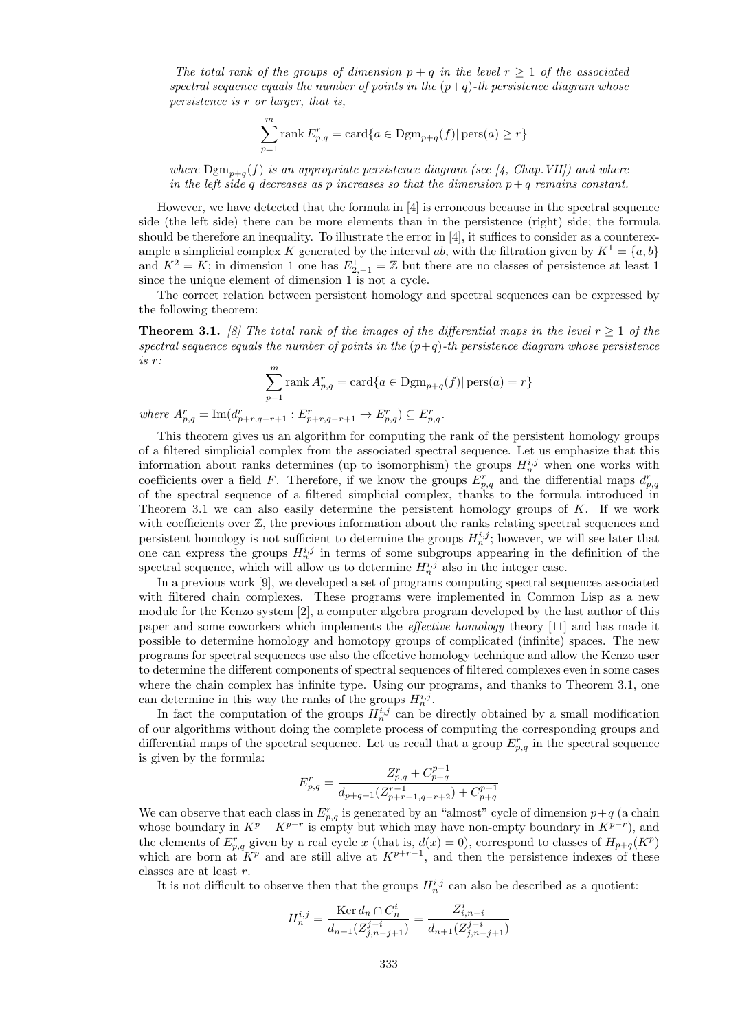*The total rank of the groups of dimension $p+q$ in the level $r \geq 1$ of the associated spectral sequence equals the number of points in the $(p+q)$-th persistence diagram whose persistence is $r$ or larger, that is,*

$$\sum_{p=1}^{m} \operatorname{rank} E^r_{p,q} = \operatorname{card}\{a \in \operatorname{Dgm}_{p+q}(f) | \operatorname{pers}(a) \geq r\}$$

*where $\operatorname{Dgm}_{p+q}(f)$ is an appropriate persistence diagram (see [4, Chap. VII]) and where in the left side $q$ decreases as $p$ increases so that the dimension $p+q$ remains constant.*

However, we have detected that the formula in [4] is erroneous because in the spectral sequence side (the left side) there can be more elements than in the persistence (right) side; the formula should be therefore an inequality. To illustrate the error in [4], it suffices to consider as a counterexample a simplicial complex $K$ generated by the interval $ab$, with the filtration given by $K^1 = \{a, b\}$ and $K^2 = K$; in dimension 1 one has $E^1_{2,-1} = \mathbb{Z}$ but there are no classes of persistence at least 1 since the unique element of dimension 1 is not a cycle.

The correct relation between persistent homology and spectral sequences can be expressed by the following theorem:

**Theorem 3.1.** *[8] The total rank of the images of the differential maps in the level $r \geq 1$ of the spectral sequence equals the number of points in the $(p+q)$-th persistence diagram whose persistence is $r$:*

$$\sum_{p=1}^{m} \operatorname{rank} A^r_{p,q} = \operatorname{card}\{a \in \operatorname{Dgm}_{p+q}(f) | \operatorname{pers}(a) = r\}$$

*where $A^r_{p,q} = \operatorname{Im}(d^r_{p+r,q-r+1} : E^r_{p+r,q-r+1} \to E^r_{p,q}) \subseteq E^r_{p,q}$.*

This theorem gives us an algorithm for computing the rank of the persistent homology groups of a filtered simplicial complex from the associated spectral sequence. Let us emphasize that this information about ranks determines (up to isomorphism) the groups $H^{i,j}_n$ when one works with coefficients over a field $F$. Therefore, if we know the groups $E^r_{p,q}$ and the differential maps $d^r_{p,q}$ of the spectral sequence of a filtered simplicial complex, thanks to the formula introduced in Theorem 3.1 we can also easily determine the persistent homology groups of $K$. If we work with coefficients over $\mathbb{Z}$, the previous information about the ranks relating spectral sequences and persistent homology is not sufficient to determine the groups $H^{i,j}_n$; however, we will see later that one can express the groups $H^{i,j}_n$ in terms of some subgroups appearing in the definition of the spectral sequence, which will allow us to determine $H^{i,j}_n$ also in the integer case.

In a previous work [9], we developed a set of programs computing spectral sequences associated with filtered chain complexes. These programs were implemented in Common Lisp as a new module for the Kenzo system [2], a computer algebra program developed by the last author of this paper and some coworkers which implements the *effective homology* theory [11] and has made it possible to determine homology and homotopy groups of complicated (infinite) spaces. The new programs for spectral sequences use also the effective homology technique and allow the Kenzo user to determine the different components of spectral sequences of filtered complexes even in some cases where the chain complex has infinite type. Using our programs, and thanks to Theorem 3.1, one can determine in this way the ranks of the groups $H^{i,j}_n$.

In fact the computation of the groups $H^{i,j}_n$ can be directly obtained by a small modification of our algorithms without doing the complete process of computing the corresponding groups and differential maps of the spectral sequence. Let us recall that a group $E^r_{p,q}$ in the spectral sequence is given by the formula:

$$E^r_{p,q} = \frac{Z^r_{p,q} + C^{p-1}_{p+q}}{d_{p+q+1}(Z^{r-1}_{p+r-1,q-r+2}) + C^{p-1}_{p+q}}$$

We can observe that each class in $E^r_{p,q}$ is generated by an "almost" cycle of dimension $p+q$ (a chain whose boundary in $K^p - K^{p-r}$ is empty but which may have non-empty boundary in $K^{p-r}$), and the elements of $E^r_{p,q}$ given by a real cycle $x$ (that is, $d(x) = 0$), correspond to classes of $H_{p+q}(K^p)$ which are born at $K^p$ and are still alive at $K^{p+r-1}$, and then the persistence indexes of these classes are at least $r$.

It is not difficult to observe then that the groups $H^{i,j}_n$ can also be described as a quotient:

$$H^{i,j}_n = \frac{\operatorname{Ker} d_n \cap C^i_n}{d_{n+1}(Z^{j-i}_{j,n-j+1})} = \frac{Z^i_{i,n-i}}{d_{n+1}(Z^{j-i}_{j,n-j+1})}$$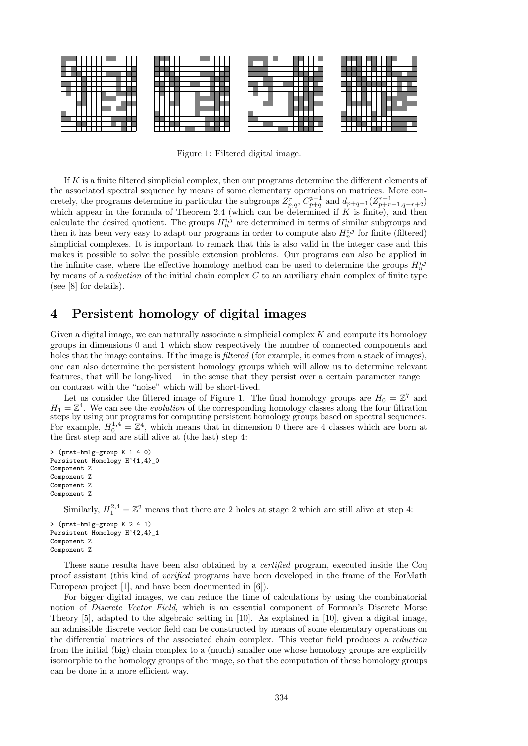Figure 1: Filtered digital image.

If $K$ is a finite filtered simplicial complex, then our programs determine the different elements of the associated spectral sequence by means of some elementary operations on matrices. More concretely, the programs determine in particular the subgroups $Z^r_{p,q}$, $C^{p-1}_{p+q}$ and $d_{p+q+1}(Z^{r-1}_{p+r-1,q-r+2})$ which appear in the formula of Theorem 2.4 (which can be determined if $K$ is finite), and then calculate the desired quotient. The groups $H^{i,j}_n$ are determined in terms of similar subgroups and then it has been very easy to adapt our programs in order to compute also $H^{i,j}_n$ for finite (filtered) simplicial complexes. It is important to remark that this is also valid in the integer case and this makes it possible to solve the possible extension problems. Our programs can also be applied in the infinite case, where the effective homology method can be used to determine the groups $H^{i,j}_n$ by means of a *reduction* of the initial chain complex $C$ to an auxiliary chain complex of finite type (see [8] for details).

## 4 Persistent homology of digital images

Given a digital image, we can naturally associate a simplicial complex $K$ and compute its homology groups in dimensions 0 and 1 which show respectively the number of connected components and holes that the image contains. If the image is *filtered* (for example, it comes from a stack of images), one can also determine the persistent homology groups which will allow us to determine relevant features, that will be long-lived – in the sense that they persist over a certain parameter range – on contrast with the "noise" which will be short-lived.

Let us consider the filtered image of Figure 1. The final homology groups are $H_0 = \mathbb{Z}^7$ and $H_1 = \mathbb{Z}^4$. We can see the *evolution* of the corresponding homology classes along the four filtration steps by using our programs for computing persistent homology groups based on spectral sequences. For example, $H^{1,4}_0 = \mathbb{Z}^4$, which means that in dimension 0 there are 4 classes which are born at the first step and are still alive at (the last) step 4:

```
> (prst-hmlg-group K 1 4 0)
Persistent Homology H^{1,4}_0
Component Z
Component Z
Component Z
Component Z
```

Similarly, $H^{2,4}_1 = \mathbb{Z}^2$ means that there are 2 holes at stage 2 which are still alive at step 4:

```
> (prst-hmlg-group K 2 4 1)
Persistent Homology H^{2,4}_1
Component Z
Component Z
```

These same results have been also obtained by a *certified* program, executed inside the Coq proof assistant (this kind of *verified* programs have been developed in the frame of the ForMath European project [1], and have been documented in [6]).

For bigger digital images, we can reduce the time of calculations by using the combinatorial notion of *Discrete Vector Field*, which is an essential component of Forman's Discrete Morse Theory [5], adapted to the algebraic setting in [10]. As explained in [10], given a digital image, an admissible discrete vector field can be constructed by means of some elementary operations on the differential matrices of the associated chain complex. This vector field produces a *reduction* from the initial (big) chain complex to a (much) smaller one whose homology groups are explicitly isomorphic to the homology groups of the image, so that the computation of these homology groups can be done in a more efficient way.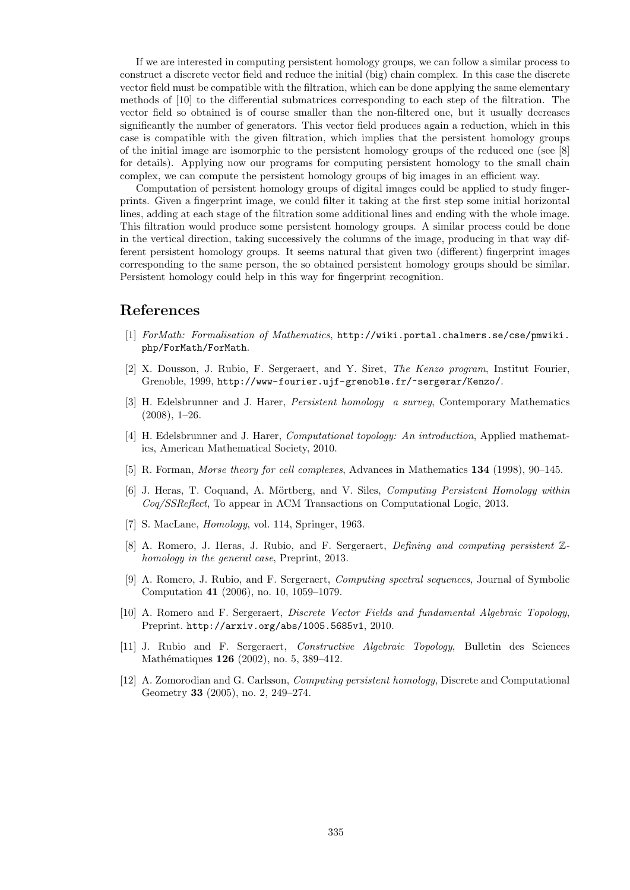If we are interested in computing persistent homology groups, we can follow a similar process to construct a discrete vector field and reduce the initial (big) chain complex. In this case the discrete vector field must be compatible with the filtration, which can be done applying the same elementary methods of [10] to the differential submatrices corresponding to each step of the filtration. The vector field so obtained is of course smaller than the non-filtered one, but it usually decreases significantly the number of generators. This vector field produces again a reduction, which in this case is compatible with the given filtration, which implies that the persistent homology groups of the initial image are isomorphic to the persistent homology groups of the reduced one (see [8] for details). Applying now our programs for computing persistent homology to the small chain complex, we can compute the persistent homology groups of big images in an efficient way.

Computation of persistent homology groups of digital images could be applied to study fingerprints. Given a fingerprint image, we could filter it taking at the first step some initial horizontal lines, adding at each stage of the filtration some additional lines and ending with the whole image. This filtration would produce some persistent homology groups. A similar process could be done in the vertical direction, taking successively the columns of the image, producing in that way different persistent homology groups. It seems natural that given two (different) fingerprint images corresponding to the same person, the so obtained persistent homology groups should be similar. Persistent homology could help in this way for fingerprint recognition.

# References

[1] *ForMath: Formalisation of Mathematics*, http://wiki.portal.chalmers.se/cse/pmwiki.php/ForMath/ForMath.

[2] X. Dousson, J. Rubio, F. Sergeraert, and Y. Siret, *The Kenzo program*, Institut Fourier, Grenoble, 1999, http://www-fourier.ujf-grenoble.fr/~sergerar/Kenzo/.

[3] H. Edelsbrunner and J. Harer, *Persistent homology a survey*, Contemporary Mathematics (2008), 1–26.

[4] H. Edelsbrunner and J. Harer, *Computational topology: An introduction*, Applied mathematics, American Mathematical Society, 2010.

[5] R. Forman, *Morse theory for cell complexes*, Advances in Mathematics **134** (1998), 90–145.

[6] J. Heras, T. Coquand, A. Mörtberg, and V. Siles, *Computing Persistent Homology within Coq/SSReflect*, To appear in ACM Transactions on Computational Logic, 2013.

[7] S. MacLane, *Homology*, vol. 114, Springer, 1963.

[8] A. Romero, J. Heras, J. Rubio, and F. Sergeraert, *Defining and computing persistent $\mathbb{Z}$-homology in the general case*, Preprint, 2013.

[9] A. Romero, J. Rubio, and F. Sergeraert, *Computing spectral sequences*, Journal of Symbolic Computation **41** (2006), no. 10, 1059–1079.

[10] A. Romero and F. Sergeraert, *Discrete Vector Fields and fundamental Algebraic Topology*, Preprint. http://arxiv.org/abs/1005.5685v1, 2010.

[11] J. Rubio and F. Sergeraert, *Constructive Algebraic Topology*, Bulletin des Sciences Mathématiques **126** (2002), no. 5, 389–412.

[12] A. Zomorodian and G. Carlsson, *Computing persistent homology*, Discrete and Computational Geometry **33** (2005), no. 2, 249–274.